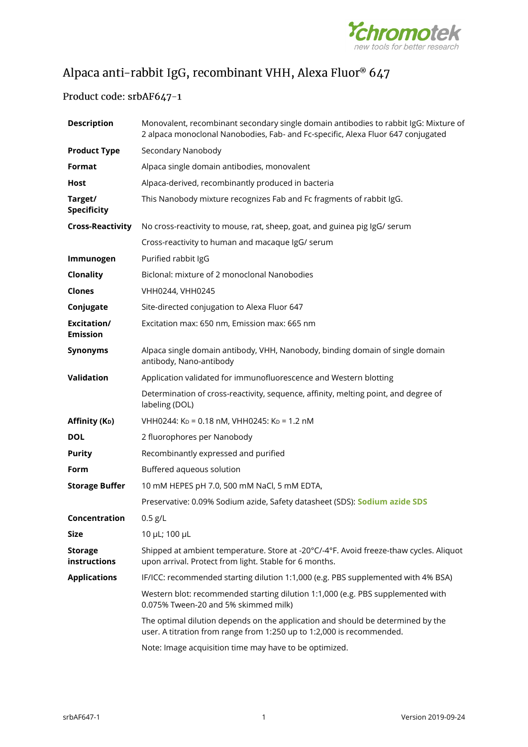# Alpaca anti-rabbit IgG, recombinant VHH, Alexa Fluor® 647

## Product code: srbAF647-1

| | |
|---|---|
| **Description** | Monovalent, recombinant secondary single domain antibodies to rabbit IgG: Mixture of 2 alpaca monoclonal Nanobodies, Fab- and Fc-specific, Alexa Fluor 647 conjugated |
| **Product Type** | Secondary Nanobody |
| **Format** | Alpaca single domain antibodies, monovalent |
| **Host** | Alpaca-derived, recombinantly produced in bacteria |
| **Target/ Specificity** | This Nanobody mixture recognizes Fab and Fc fragments of rabbit IgG. |
| **Cross-Reactivity** | No cross-reactivity to mouse, rat, sheep, goat, and guinea pig IgG/ serum |
| | Cross-reactivity to human and macaque IgG/ serum |
| **Immunogen** | Purified rabbit IgG |
| **Clonality** | Biclonal: mixture of 2 monoclonal Nanobodies |
| **Clones** | VHH0244, VHH0245 |
| **Conjugate** | Site-directed conjugation to Alexa Fluor 647 |
| **Excitation/ Emission** | Excitation max: 650 nm, Emission max: 665 nm |
| **Synonyms** | Alpaca single domain antibody, VHH, Nanobody, binding domain of single domain antibody, Nano-antibody |
| **Validation** | Application validated for immunofluorescence and Western blotting |
| | Determination of cross-reactivity, sequence, affinity, melting point, and degree of labeling (DOL) |
| **Affinity ($K_D$)** | VHH0244: $K_D$ = 0.18 nM, VHH0245: $K_D$ = 1.2 nM |
| **DOL** | 2 fluorophores per Nanobody |
| **Purity** | Recombinantly expressed and purified |
| **Form** | Buffered aqueous solution |
| **Storage Buffer** | 10 mM HEPES pH 7.0, 500 mM NaCl, 5 mM EDTA, |
| | Preservative: 0.09% Sodium azide, Safety datasheet (SDS): **Sodium azide SDS** |
| **Concentration** | 0.5 g/L |
| **Size** | 10 µL; 100 µL |
| **Storage instructions** | Shipped at ambient temperature. Store at -20°C/-4°F. Avoid freeze-thaw cycles. Aliquot upon arrival. Protect from light. Stable for 6 months. |
| **Applications** | IF/ICC: recommended starting dilution 1:1,000 (e.g. PBS supplemented with 4% BSA) |
| | Western blot: recommended starting dilution 1:1,000 (e.g. PBS supplemented with 0.075% Tween-20 and 5% skimmed milk) |
| | The optimal dilution depends on the application and should be determined by the user. A titration from range from 1:250 up to 1:2,000 is recommended. |
| | Note: Image acquisition time may have to be optimized. |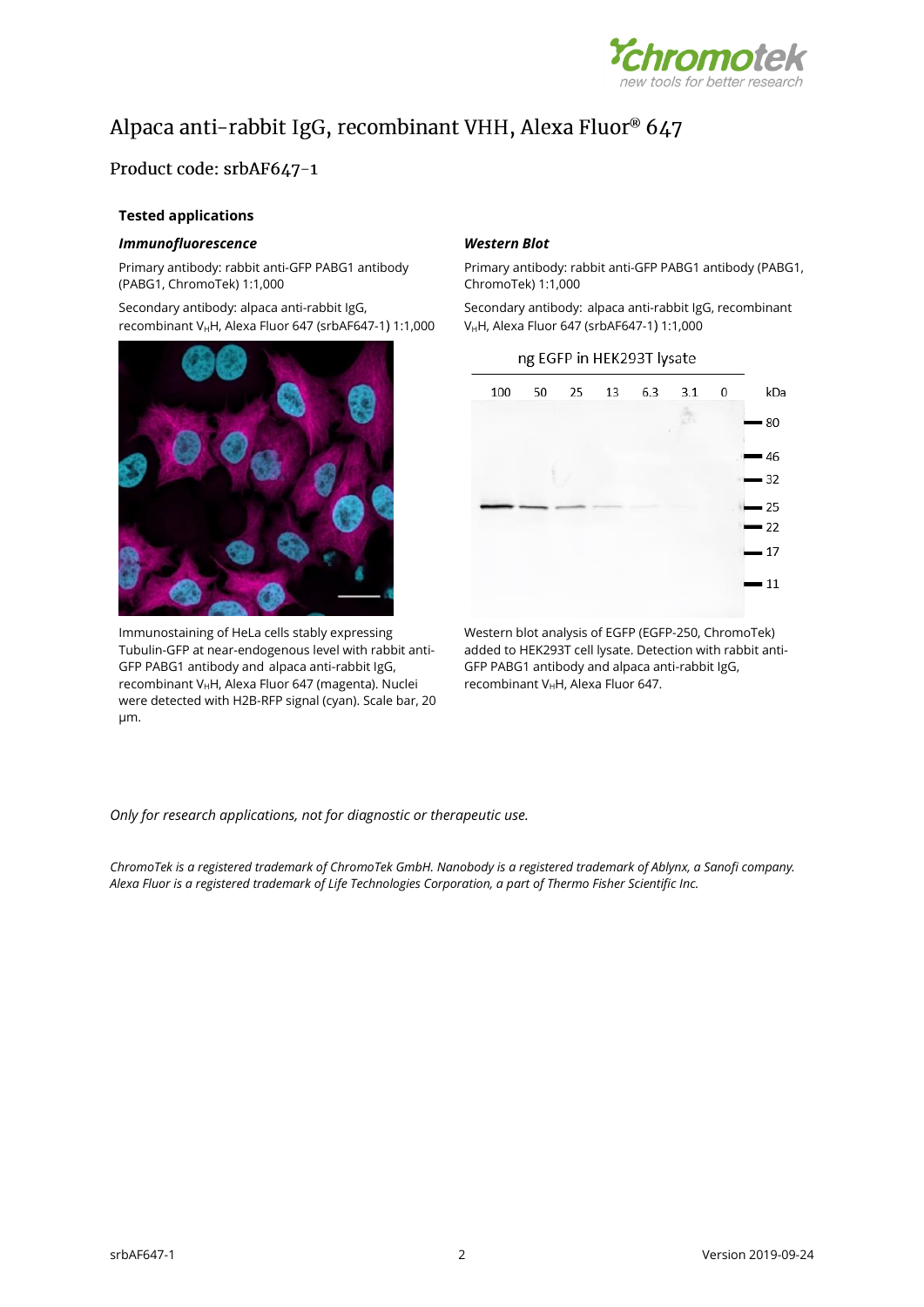# Alpaca anti-rabbit IgG, recombinant VHH, Alexa Fluor® 647

## Product code: srbAF647-1

### Tested applications

#### *Immunofluorescence*

Primary antibody: rabbit anti-GFP PABG1 antibody (PABG1, ChromoTek) 1:1,000

Secondary antibody: alpaca anti-rabbit IgG, recombinant $V_HH$, Alexa Fluor 647 (srbAF647-1) 1:1,000

Immunostaining of HeLa cells stably expressing Tubulin-GFP at near-endogenous level with rabbit anti-GFP PABG1 antibody and alpaca anti-rabbit IgG, recombinant $V_HH$, Alexa Fluor 647 (magenta). Nuclei were detected with H2B-RFP signal (cyan). Scale bar, 20 µm.

#### *Western Blot*

Primary antibody: rabbit anti-GFP PABG1 antibody (PABG1, ChromoTek) 1:1,000

Secondary antibody: alpaca anti-rabbit IgG, recombinant $V_HH$, Alexa Fluor 647 (srbAF647-1) 1:1,000

ng EGFP in HEK293T lysate

100 50 25 13 6.3 3.1 0

kDa

80
46
32
25
22
17
11

Western blot analysis of EGFP (EGFP-250, ChromoTek) added to HEK293T cell lysate. Detection with rabbit anti-GFP PABG1 antibody and alpaca anti-rabbit IgG, recombinant $V_HH$, Alexa Fluor 647.

*Only for research applications, not for diagnostic or therapeutic use.*

*ChromoTek is a registered trademark of ChromoTek GmbH. Nanobody is a registered trademark of Ablynx, a Sanofi company. Alexa Fluor is a registered trademark of Life Technologies Corporation, a part of Thermo Fisher Scientific Inc.*